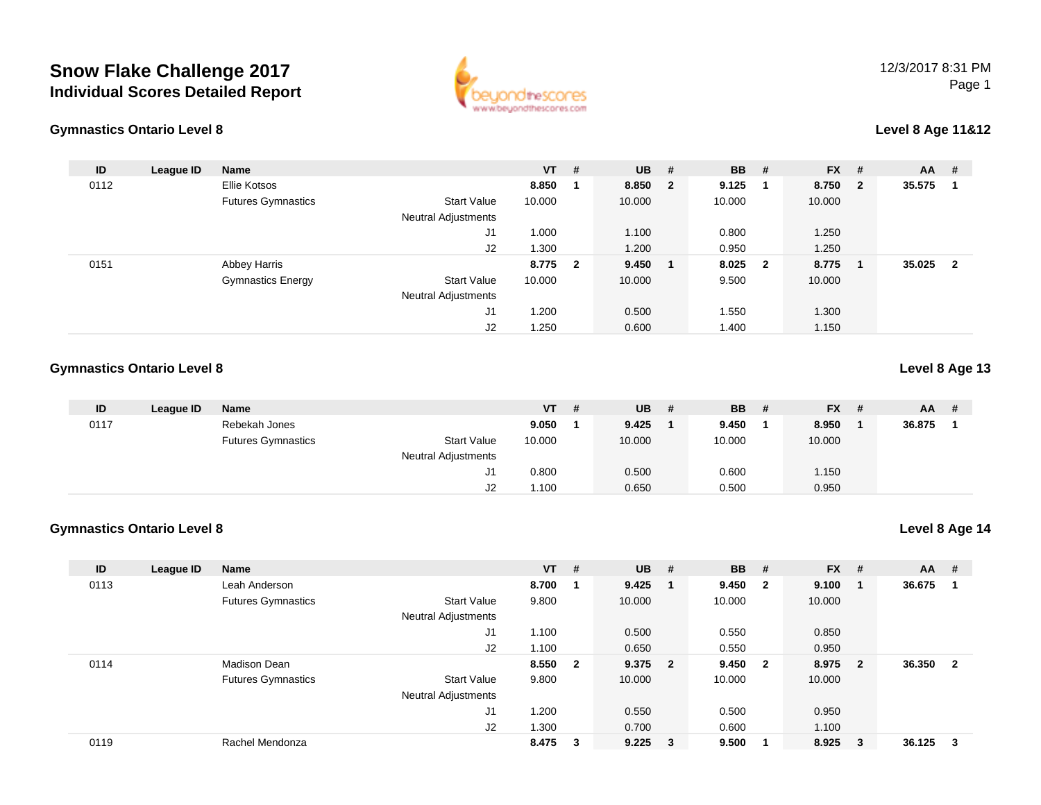# Snow Flake Challenge 2017

## Individual Scores Detailed Report

12/3/2017 8:31 PM

### Gymnastics Ontario Level 8

**Level 8 Age 11&12**

| ID | League ID | Name | | VT | # | UB | # | BB | # | FX | # | AA | # |
|---|---|---|---|---|---|---|---|---|---|---|---|---|---|
| 0112 | | Ellie Kotsos | | **8.850** | **1** | **8.850** | **2** | **9.125** | **1** | **8.750** | **2** | **35.575** | **1** |
| | | Futures Gymnastics | Start Value | 10.000 | | 10.000 | | 10.000 | | 10.000 | | | |
| | | | Neutral Adjustments | | | | | | | | | | |
| | | | J1 | 1.000 | | 1.100 | | 0.800 | | 1.250 | | | |
| | | | J2 | 1.300 | | 1.200 | | 0.950 | | 1.250 | | | |
| 0151 | | Abbey Harris | | **8.775** | **2** | **9.450** | **1** | **8.025** | **2** | **8.775** | **1** | **35.025** | **2** |
| | | Gymnastics Energy | Start Value | 10.000 | | 10.000 | | 9.500 | | 10.000 | | | |
| | | | Neutral Adjustments | | | | | | | | | | |
| | | | J1 | 1.200 | | 0.500 | | 1.550 | | 1.300 | | | |
| | | | J2 | 1.250 | | 0.600 | | 1.400 | | 1.150 | | | |

### Gymnastics Ontario Level 8

**Level 8 Age 13**

| ID | League ID | Name | | VT | # | UB | # | BB | # | FX | # | AA | # |
|---|---|---|---|---|---|---|---|---|---|---|---|---|---|
| 0117 | | Rebekah Jones | | **9.050** | **1** | **9.425** | **1** | **9.450** | **1** | **8.950** | **1** | **36.875** | **1** |
| | | Futures Gymnastics | Start Value | 10.000 | | 10.000 | | 10.000 | | 10.000 | | | |
| | | | Neutral Adjustments | | | | | | | | | | |
| | | | J1 | 0.800 | | 0.500 | | 0.600 | | 1.150 | | | |
| | | | J2 | 1.100 | | 0.650 | | 0.500 | | 0.950 | | | |

### Gymnastics Ontario Level 8

**Level 8 Age 14**

| ID | League ID | Name | | VT | # | UB | # | BB | # | FX | # | AA | # |
|---|---|---|---|---|---|---|---|---|---|---|---|---|---|
| 0113 | | Leah Anderson | | **8.700** | **1** | **9.425** | **1** | **9.450** | **2** | **9.100** | **1** | **36.675** | **1** |
| | | Futures Gymnastics | Start Value | 9.800 | | 10.000 | | 10.000 | | 10.000 | | | |
| | | | Neutral Adjustments | | | | | | | | | | |
| | | | J1 | 1.100 | | 0.500 | | 0.550 | | 0.850 | | | |
| | | | J2 | 1.100 | | 0.650 | | 0.550 | | 0.950 | | | |
| 0114 | | Madison Dean | | **8.550** | **2** | **9.375** | **2** | **9.450** | **2** | **8.975** | **2** | **36.350** | **2** |
| | | Futures Gymnastics | Start Value | 9.800 | | 10.000 | | 10.000 | | 10.000 | | | |
| | | | Neutral Adjustments | | | | | | | | | | |
| | | | J1 | 1.200 | | 0.550 | | 0.500 | | 0.950 | | | |
| | | | J2 | 1.300 | | 0.700 | | 0.600 | | 1.100 | | | |
| 0119 | | Rachel Mendonza | | **8.475** | **3** | **9.225** | **3** | **9.500** | **1** | **8.925** | **3** | **36.125** | **3** |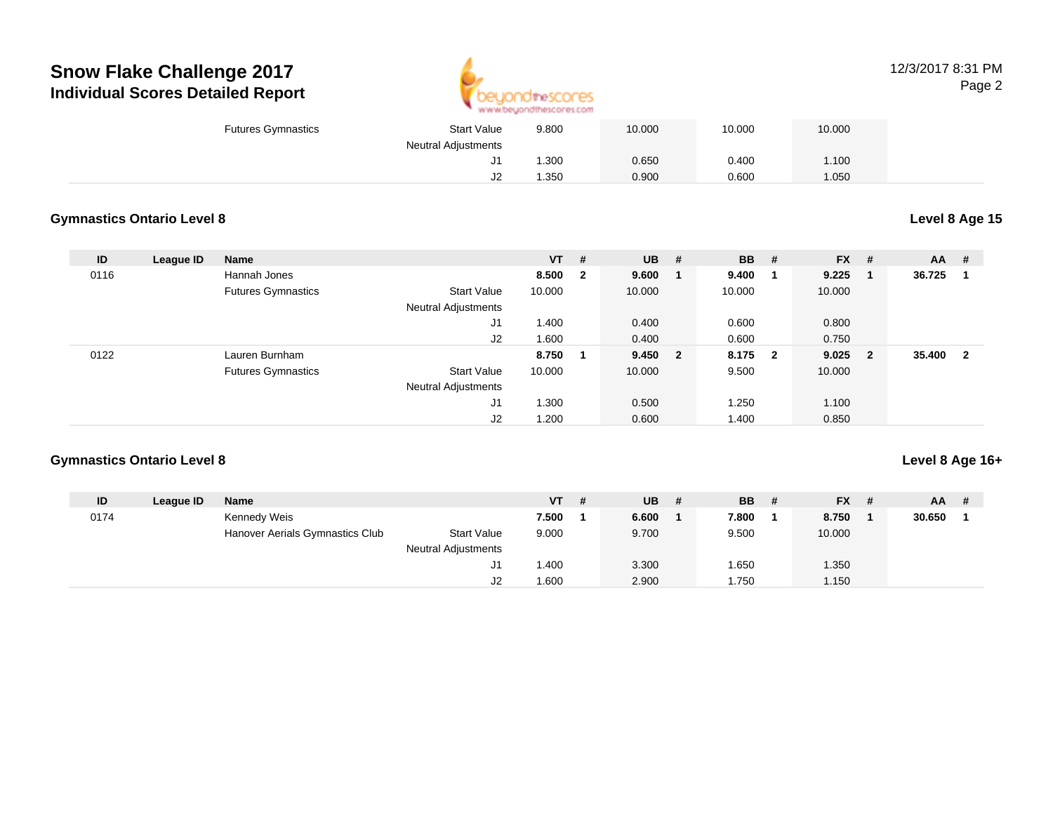# Snow Flake Challenge 2017
## Individual Scores Detailed Report

| | | | | VT | # | UB | # | BB | # | FX | # | AA | # |
|---|---|---|---|---|---|---|---|---|---|---|---|---|---|
| | | Futures Gymnastics | Start Value | 9.800 | | 10.000 | | 10.000 | | 10.000 | | | |
| | | | Neutral Adjustments | | | | | | | | | | |
| | | | J1 | 1.300 | | 0.650 | | 0.400 | | 1.100 | | | |
| | | | J2 | 1.350 | | 0.900 | | 0.600 | | 1.050 | | | |

### Gymnastics Ontario Level 8

**Level 8 Age 15**

| ID | League ID | Name | | VT | # | UB | # | BB | # | FX | # | AA | # |
|---|---|---|---|---|---|---|---|---|---|---|---|---|---|
| 0116 | | Hannah Jones | | **8.500** | **2** | **9.600** | **1** | **9.400** | **1** | **9.225** | **1** | **36.725** | **1** |
| | | Futures Gymnastics | Start Value | 10.000 | | 10.000 | | 10.000 | | 10.000 | | | |
| | | | Neutral Adjustments | | | | | | | | | | |
| | | | J1 | 1.400 | | 0.400 | | 0.600 | | 0.800 | | | |
| | | | J2 | 1.600 | | 0.400 | | 0.600 | | 0.750 | | | |
| 0122 | | Lauren Burnham | | **8.750** | **1** | **9.450** | **2** | **8.175** | **2** | **9.025** | **2** | **35.400** | **2** |
| | | Futures Gymnastics | Start Value | 10.000 | | 10.000 | | 9.500 | | 10.000 | | | |
| | | | Neutral Adjustments | | | | | | | | | | |
| | | | J1 | 1.300 | | 0.500 | | 1.250 | | 1.100 | | | |
| | | | J2 | 1.200 | | 0.600 | | 1.400 | | 0.850 | | | |

### Gymnastics Ontario Level 8

**Level 8 Age 16+**

| ID | League ID | Name | | VT | # | UB | # | BB | # | FX | # | AA | # |
|---|---|---|---|---|---|---|---|---|---|---|---|---|---|
| 0174 | | Kennedy Weis | | **7.500** | **1** | **6.600** | **1** | **7.800** | **1** | **8.750** | **1** | **30.650** | **1** |
| | | Hanover Aerials Gymnastics Club | Start Value | 9.000 | | 9.700 | | 9.500 | | 10.000 | | | |
| | | | Neutral Adjustments | | | | | | | | | | |
| | | | J1 | 1.400 | | 3.300 | | 1.650 | | 1.350 | | | |
| | | | J2 | 1.600 | | 2.900 | | 1.750 | | 1.150 | | | |